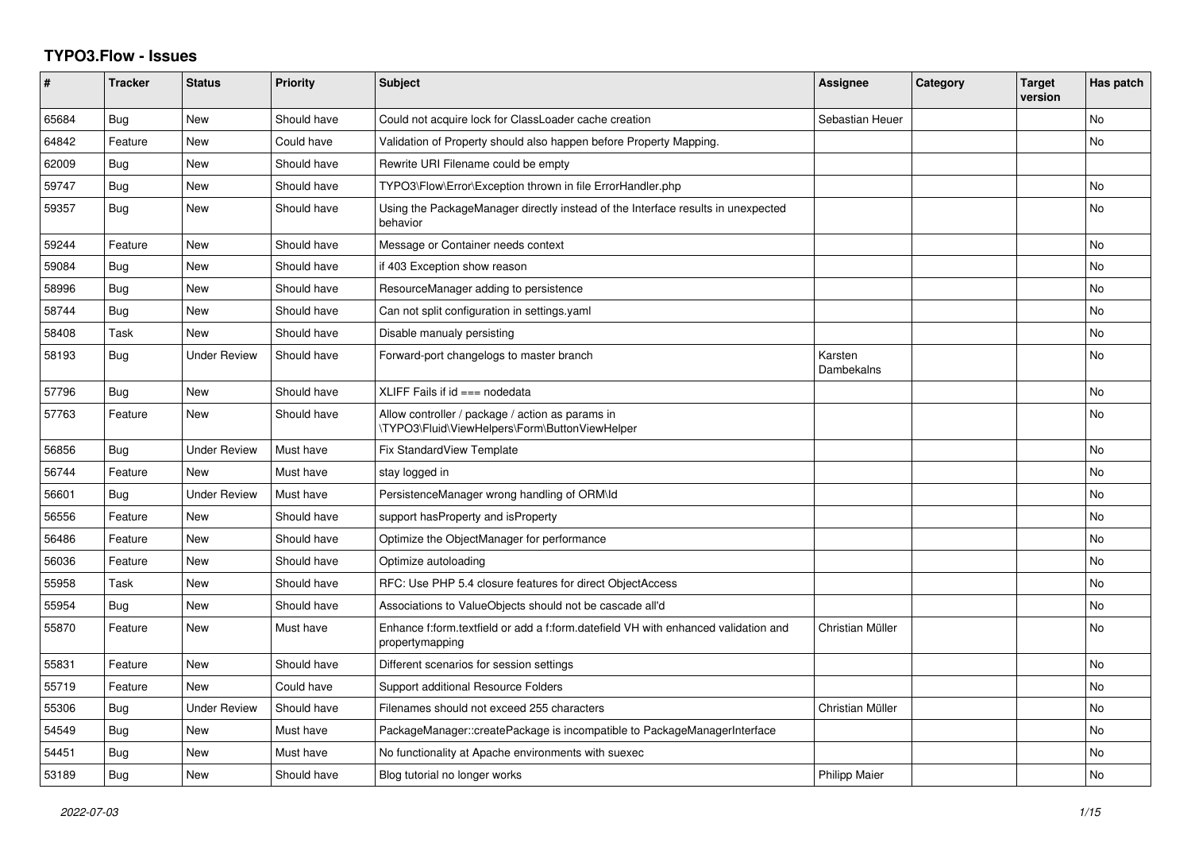# TYPO3.Flow - Issues

| # | Tracker | Status | Priority | Subject | Assignee | Category | Target version | Has patch |
|---|---|---|---|---|---|---|---|---|
| 65684 | Bug | New | Should have | Could not acquire lock for ClassLoader cache creation | Sebastian Heuer | | | No |
| 64842 | Feature | New | Could have | Validation of Property should also happen before Property Mapping. | | | | No |
| 62009 | Bug | New | Should have | Rewrite URI Filename could be empty | | | | |
| 59747 | Bug | New | Should have | TYPO3\Flow\Error\Exception thrown in file ErrorHandler.php | | | | No |
| 59357 | Bug | New | Should have | Using the PackageManager directly instead of the Interface results in unexpected behavior | | | | No |
| 59244 | Feature | New | Should have | Message or Container needs context | | | | No |
| 59084 | Bug | New | Should have | if 403 Exception show reason | | | | No |
| 58996 | Bug | New | Should have | ResourceManager adding to persistence | | | | No |
| 58744 | Bug | New | Should have | Can not split configuration in settings.yaml | | | | No |
| 58408 | Task | New | Should have | Disable manualy persisting | | | | No |
| 58193 | Bug | Under Review | Should have | Forward-port changelogs to master branch | Karsten Dambekalns | | | No |
| 57796 | Bug | New | Should have | XLIFF Fails if id === nodedata | | | | No |
| 57763 | Feature | New | Should have | Allow controller / package / action as params in \TYPO3\Fluid\ViewHelpers\Form\ButtonViewHelper | | | | No |
| 56856 | Bug | Under Review | Must have | Fix StandardView Template | | | | No |
| 56744 | Feature | New | Must have | stay logged in | | | | No |
| 56601 | Bug | Under Review | Must have | PersistenceManager wrong handling of ORM\Id | | | | No |
| 56556 | Feature | New | Should have | support hasProperty and isProperty | | | | No |
| 56486 | Feature | New | Should have | Optimize the ObjectManager for performance | | | | No |
| 56036 | Feature | New | Should have | Optimize autoloading | | | | No |
| 55958 | Task | New | Should have | RFC: Use PHP 5.4 closure features for direct ObjectAccess | | | | No |
| 55954 | Bug | New | Should have | Associations to ValueObjects should not be cascade all'd | | | | No |
| 55870 | Feature | New | Must have | Enhance f:form.textfield or add a f:form.datefield VH with enhanced validation and propertymapping | Christian Müller | | | No |
| 55831 | Feature | New | Should have | Different scenarios for session settings | | | | No |
| 55719 | Feature | New | Could have | Support additional Resource Folders | | | | No |
| 55306 | Bug | Under Review | Should have | Filenames should not exceed 255 characters | Christian Müller | | | No |
| 54549 | Bug | New | Must have | PackageManager::createPackage is incompatible to PackageManagerInterface | | | | No |
| 54451 | Bug | New | Must have | No functionality at Apache environments with suexec | | | | No |
| 53189 | Bug | New | Should have | Blog tutorial no longer works | Philipp Maier | | | No |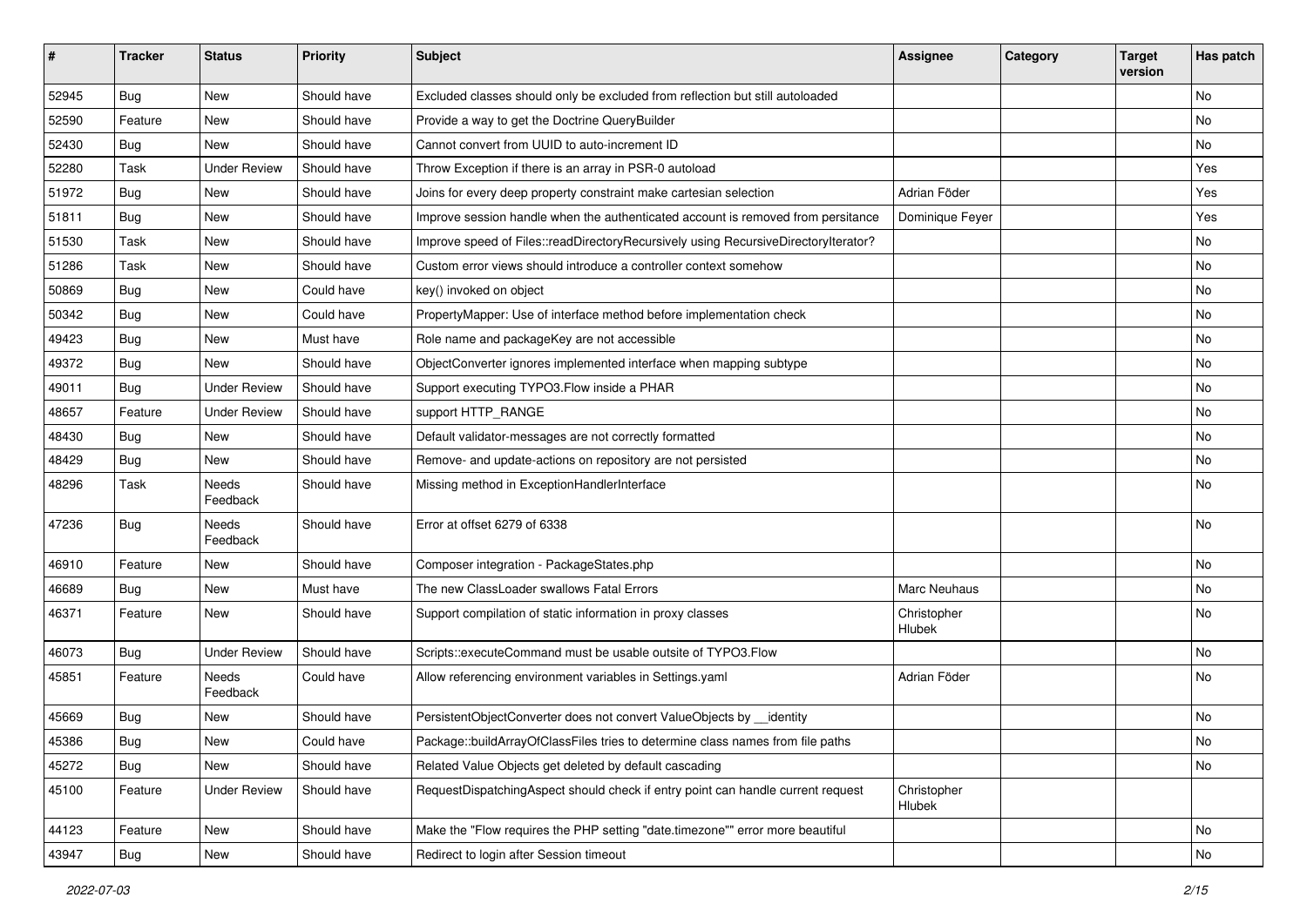| # | Tracker | Status | Priority | Subject | Assignee | Category | Target version | Has patch |
| --- | --- | --- | --- | --- | --- | --- | --- | --- |
| 52945 | Bug | New | Should have | Excluded classes should only be excluded from reflection but still autoloaded | | | | No |
| 52590 | Feature | New | Should have | Provide a way to get the Doctrine QueryBuilder | | | | No |
| 52430 | Bug | New | Should have | Cannot convert from UUID to auto-increment ID | | | | No |
| 52280 | Task | Under Review | Should have | Throw Exception if there is an array in PSR-0 autoload | | | | Yes |
| 51972 | Bug | New | Should have | Joins for every deep property constraint make cartesian selection | Adrian Föder | | | Yes |
| 51811 | Bug | New | Should have | Improve session handle when the authenticated account is removed from persitance | Dominique Feyer | | | Yes |
| 51530 | Task | New | Should have | Improve speed of Files::readDirectoryRecursively using RecursiveDirectoryIterator? | | | | No |
| 51286 | Task | New | Should have | Custom error views should introduce a controller context somehow | | | | No |
| 50869 | Bug | New | Could have | key() invoked on object | | | | No |
| 50342 | Bug | New | Could have | PropertyMapper: Use of interface method before implementation check | | | | No |
| 49423 | Bug | New | Must have | Role name and packageKey are not accessible | | | | No |
| 49372 | Bug | New | Should have | ObjectConverter ignores implemented interface when mapping subtype | | | | No |
| 49011 | Bug | Under Review | Should have | Support executing TYPO3.Flow inside a PHAR | | | | No |
| 48657 | Feature | Under Review | Should have | support HTTP_RANGE | | | | No |
| 48430 | Bug | New | Should have | Default validator-messages are not correctly formatted | | | | No |
| 48429 | Bug | New | Should have | Remove- and update-actions on repository are not persisted | | | | No |
| 48296 | Task | Needs Feedback | Should have | Missing method in ExceptionHandlerInterface | | | | No |
| 47236 | Bug | Needs Feedback | Should have | Error at offset 6279 of 6338 | | | | No |
| 46910 | Feature | New | Should have | Composer integration - PackageStates.php | | | | No |
| 46689 | Bug | New | Must have | The new ClassLoader swallows Fatal Errors | Marc Neuhaus | | | No |
| 46371 | Feature | New | Should have | Support compilation of static information in proxy classes | Christopher Hlubek | | | No |
| 46073 | Bug | Under Review | Should have | Scripts::executeCommand must be usable outsite of TYPO3.Flow | | | | No |
| 45851 | Feature | Needs Feedback | Could have | Allow referencing environment variables in Settings.yaml | Adrian Föder | | | No |
| 45669 | Bug | New | Should have | PersistentObjectConverter does not convert ValueObjects by __identity | | | | No |
| 45386 | Bug | New | Could have | Package::buildArrayOfClassFiles tries to determine class names from file paths | | | | No |
| 45272 | Bug | New | Should have | Related Value Objects get deleted by default cascading | | | | No |
| 45100 | Feature | Under Review | Should have | RequestDispatchingAspect should check if entry point can handle current request | Christopher Hlubek | | | |
| 44123 | Feature | New | Should have | Make the "Flow requires the PHP setting "date.timezone"" error more beautiful | | | | No |
| 43947 | Bug | New | Should have | Redirect to login after Session timeout | | | | No |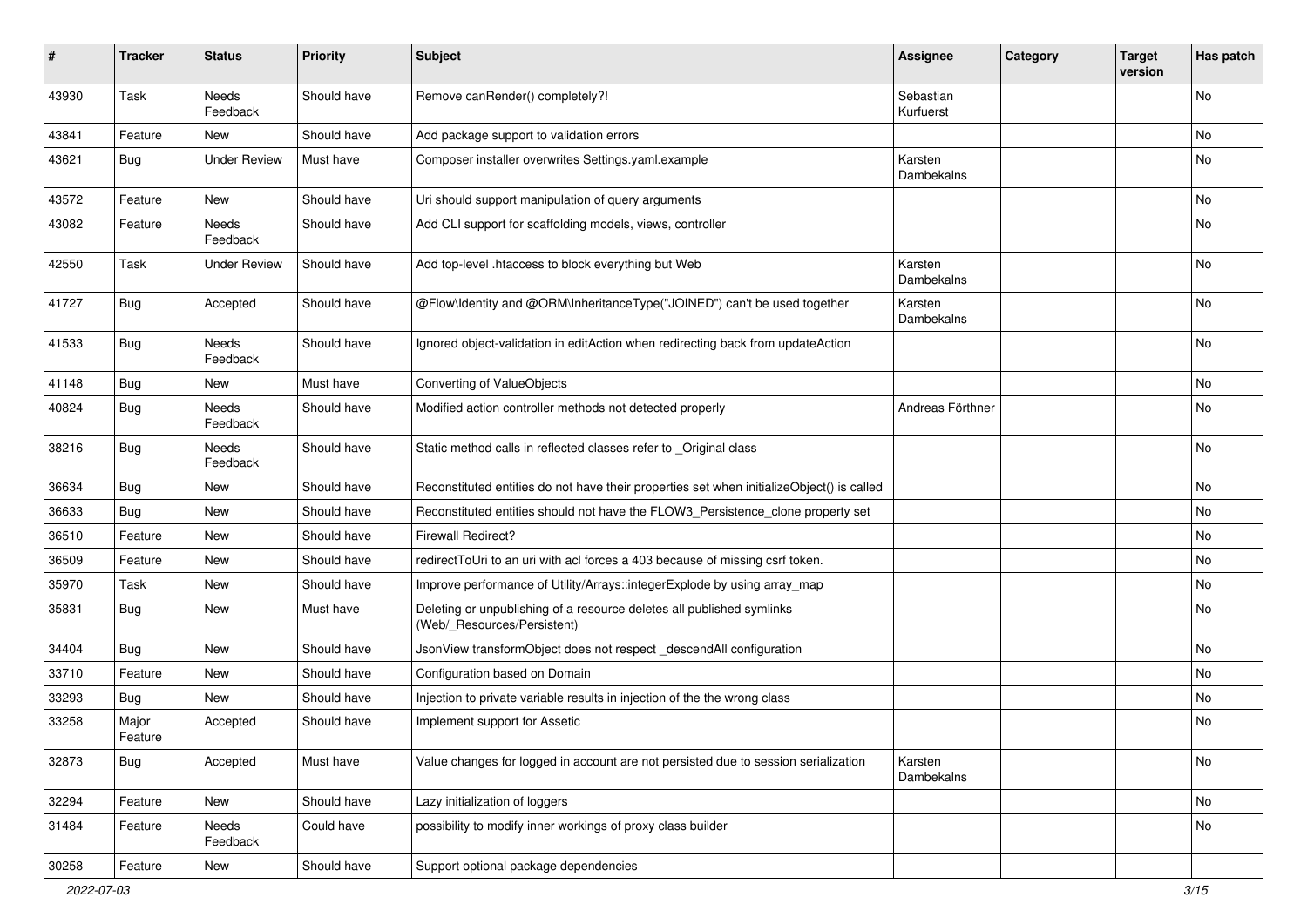| # | Tracker | Status | Priority | Subject | Assignee | Category | Target version | Has patch |
|---|---|---|---|---|---|---|---|---|
| 43930 | Task | Needs Feedback | Should have | Remove canRender() completely?! | Sebastian Kurfuerst | | | No |
| 43841 | Feature | New | Should have | Add package support to validation errors | | | | No |
| 43621 | Bug | Under Review | Must have | Composer installer overwrites Settings.yaml.example | Karsten Dambekalns | | | No |
| 43572 | Feature | New | Should have | Uri should support manipulation of query arguments | | | | No |
| 43082 | Feature | Needs Feedback | Should have | Add CLI support for scaffolding models, views, controller | | | | No |
| 42550 | Task | Under Review | Should have | Add top-level .htaccess to block everything but Web | Karsten Dambekalns | | | No |
| 41727 | Bug | Accepted | Should have | @Flow\Identity and @ORM\InheritanceType("JOINED") can't be used together | Karsten Dambekalns | | | No |
| 41533 | Bug | Needs Feedback | Should have | Ignored object-validation in editAction when redirecting back from updateAction | | | | No |
| 41148 | Bug | New | Must have | Converting of ValueObjects | | | | No |
| 40824 | Bug | Needs Feedback | Should have | Modified action controller methods not detected properly | Andreas Förthner | | | No |
| 38216 | Bug | Needs Feedback | Should have | Static method calls in reflected classes refer to _Original class | | | | No |
| 36634 | Bug | New | Should have | Reconstituted entities do not have their properties set when initializeObject() is called | | | | No |
| 36633 | Bug | New | Should have | Reconstituted entities should not have the FLOW3_Persistence_clone property set | | | | No |
| 36510 | Feature | New | Should have | Firewall Redirect? | | | | No |
| 36509 | Feature | New | Should have | redirectToUri to an uri with acl forces a 403 because of missing csrf token. | | | | No |
| 35970 | Task | New | Should have | Improve performance of Utility/Arrays::integerExplode by using array_map | | | | No |
| 35831 | Bug | New | Must have | Deleting or unpublishing of a resource deletes all published symlinks (Web/_Resources/Persistent) | | | | No |
| 34404 | Bug | New | Should have | JsonView transformObject does not respect _descendAll configuration | | | | No |
| 33710 | Feature | New | Should have | Configuration based on Domain | | | | No |
| 33293 | Bug | New | Should have | Injection to private variable results in injection of the the wrong class | | | | No |
| 33258 | Major Feature | Accepted | Should have | Implement support for Assetic | | | | No |
| 32873 | Bug | Accepted | Must have | Value changes for logged in account are not persisted due to session serialization | Karsten Dambekalns | | | No |
| 32294 | Feature | New | Should have | Lazy initialization of loggers | | | | No |
| 31484 | Feature | Needs Feedback | Could have | possibility to modify inner workings of proxy class builder | | | | No |
| 30258 | Feature | New | Should have | Support optional package dependencies | | | | |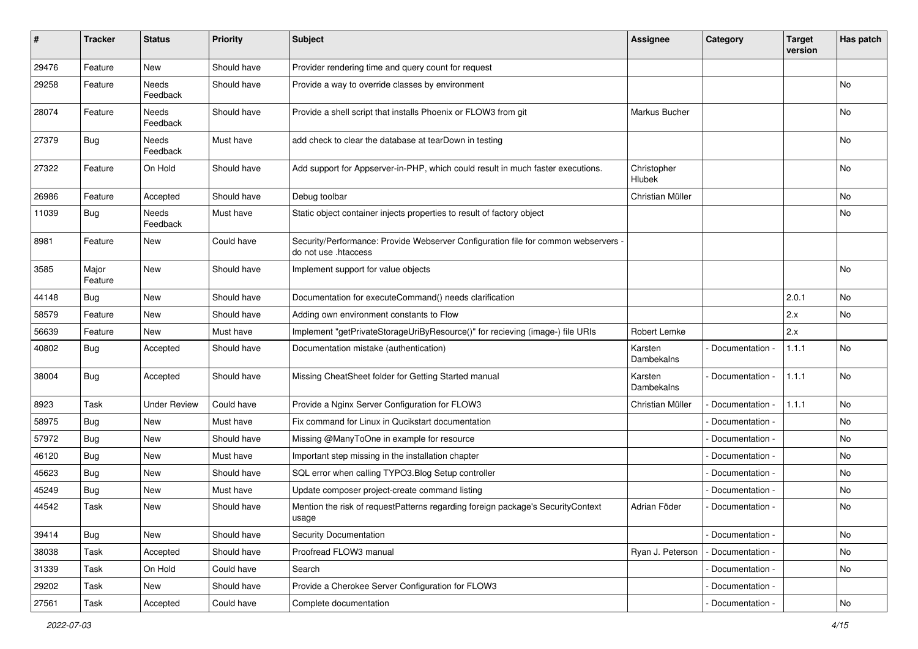| # | Tracker | Status | Priority | Subject | Assignee | Category | Target version | Has patch |
|---|---|---|---|---|---|---|---|---|
| 29476 | Feature | New | Should have | Provider rendering time and query count for request | | | | |
| 29258 | Feature | Needs Feedback | Should have | Provide a way to override classes by environment | | | | No |
| 28074 | Feature | Needs Feedback | Should have | Provide a shell script that installs Phoenix or FLOW3 from git | Markus Bucher | | | No |
| 27379 | Bug | Needs Feedback | Must have | add check to clear the database at tearDown in testing | | | | No |
| 27322 | Feature | On Hold | Should have | Add support for Appserver-in-PHP, which could result in much faster executions. | Christopher Hlubek | | | No |
| 26986 | Feature | Accepted | Should have | Debug toolbar | Christian Müller | | | No |
| 11039 | Bug | Needs Feedback | Must have | Static object container injects properties to result of factory object | | | | No |
| 8981 | Feature | New | Could have | Security/Performance: Provide Webserver Configuration file for common webservers - do not use .htaccess | | | | |
| 3585 | Major Feature | New | Should have | Implement support for value objects | | | | No |
| 44148 | Bug | New | Should have | Documentation for executeCommand() needs clarification | | | 2.0.1 | No |
| 58579 | Feature | New | Should have | Adding own environment constants to Flow | | | 2.x | No |
| 56639 | Feature | New | Must have | Implement "getPrivateStorageUriByResource()" for recieving (image-) file URIs | Robert Lemke | | 2.x | |
| 40802 | Bug | Accepted | Should have | Documentation mistake (authentication) | Karsten Dambekalns | - Documentation - | 1.1.1 | No |
| 38004 | Bug | Accepted | Should have | Missing CheatSheet folder for Getting Started manual | Karsten Dambekalns | - Documentation - | 1.1.1 | No |
| 8923 | Task | Under Review | Could have | Provide a Nginx Server Configuration for FLOW3 | Christian Müller | - Documentation - | 1.1.1 | No |
| 58975 | Bug | New | Must have | Fix command for Linux in Qucikstart documentation | | - Documentation - | | No |
| 57972 | Bug | New | Should have | Missing @ManyToOne in example for resource | | - Documentation - | | No |
| 46120 | Bug | New | Must have | Important step missing in the installation chapter | | - Documentation - | | No |
| 45623 | Bug | New | Should have | SQL error when calling TYPO3.Blog Setup controller | | - Documentation - | | No |
| 45249 | Bug | New | Must have | Update composer project-create command listing | | - Documentation - | | No |
| 44542 | Task | New | Should have | Mention the risk of requestPatterns regarding foreign package's SecurityContext usage | Adrian Föder | - Documentation - | | No |
| 39414 | Bug | New | Should have | Security Documentation | | - Documentation - | | No |
| 38038 | Task | Accepted | Should have | Proofread FLOW3 manual | Ryan J. Peterson | - Documentation - | | No |
| 31339 | Task | On Hold | Could have | Search | | - Documentation - | | No |
| 29202 | Task | New | Should have | Provide a Cherokee Server Configuration for FLOW3 | | - Documentation - | | |
| 27561 | Task | Accepted | Could have | Complete documentation | | - Documentation - | | No |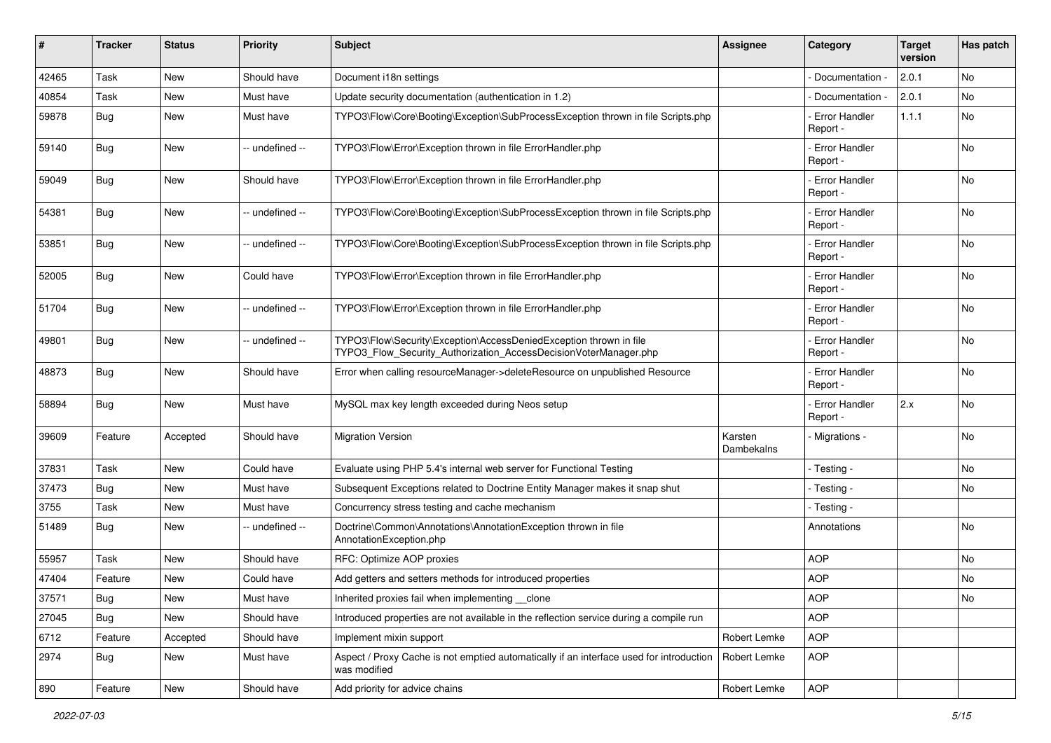| # | Tracker | Status | Priority | Subject | Assignee | Category | Target version | Has patch |
|---|---|---|---|---|---|---|---|---|
| 42465 | Task | New | Should have | Document i18n settings | | - Documentation - | 2.0.1 | No |
| 40854 | Task | New | Must have | Update security documentation (authentication in 1.2) | | - Documentation - | 2.0.1 | No |
| 59878 | Bug | New | Must have | TYPO3\Flow\Core\Booting\Exception\SubProcessException thrown in file Scripts.php | | - Error Handler Report - | 1.1.1 | No |
| 59140 | Bug | New | -- undefined -- | TYPO3\Flow\Error\Exception thrown in file ErrorHandler.php | | - Error Handler Report - | | No |
| 59049 | Bug | New | Should have | TYPO3\Flow\Error\Exception thrown in file ErrorHandler.php | | - Error Handler Report - | | No |
| 54381 | Bug | New | -- undefined -- | TYPO3\Flow\Core\Booting\Exception\SubProcessException thrown in file Scripts.php | | - Error Handler Report - | | No |
| 53851 | Bug | New | -- undefined -- | TYPO3\Flow\Core\Booting\Exception\SubProcessException thrown in file Scripts.php | | - Error Handler Report - | | No |
| 52005 | Bug | New | Could have | TYPO3\Flow\Error\Exception thrown in file ErrorHandler.php | | - Error Handler Report - | | No |
| 51704 | Bug | New | -- undefined -- | TYPO3\Flow\Error\Exception thrown in file ErrorHandler.php | | - Error Handler Report - | | No |
| 49801 | Bug | New | -- undefined -- | TYPO3\Flow\Security\Exception\AccessDeniedException thrown in file TYPO3_Flow_Security_Authorization_AccessDecisionVoterManager.php | | - Error Handler Report - | | No |
| 48873 | Bug | New | Should have | Error when calling resourceManager->deleteResource on unpublished Resource | | - Error Handler Report - | | No |
| 58894 | Bug | New | Must have | MySQL max key length exceeded during Neos setup | | - Error Handler Report - | 2.x | No |
| 39609 | Feature | Accepted | Should have | Migration Version | Karsten Dambekalns | - Migrations - | | No |
| 37831 | Task | New | Could have | Evaluate using PHP 5.4's internal web server for Functional Testing | | - Testing - | | No |
| 37473 | Bug | New | Must have | Subsequent Exceptions related to Doctrine Entity Manager makes it snap shut | | - Testing - | | No |
| 3755 | Task | New | Must have | Concurrency stress testing and cache mechanism | | - Testing - | | |
| 51489 | Bug | New | -- undefined -- | Doctrine\Common\Annotations\AnnotationException thrown in file AnnotationException.php | | Annotations | | No |
| 55957 | Task | New | Should have | RFC: Optimize AOP proxies | | AOP | | No |
| 47404 | Feature | New | Could have | Add getters and setters methods for introduced properties | | AOP | | No |
| 37571 | Bug | New | Must have | Inherited proxies fail when implementing __clone | | AOP | | No |
| 27045 | Bug | New | Should have | Introduced properties are not available in the reflection service during a compile run | | AOP | | |
| 6712 | Feature | Accepted | Should have | Implement mixin support | Robert Lemke | AOP | | |
| 2974 | Bug | New | Must have | Aspect / Proxy Cache is not emptied automatically if an interface used for introduction was modified | Robert Lemke | AOP | | |
| 890 | Feature | New | Should have | Add priority for advice chains | Robert Lemke | AOP | | |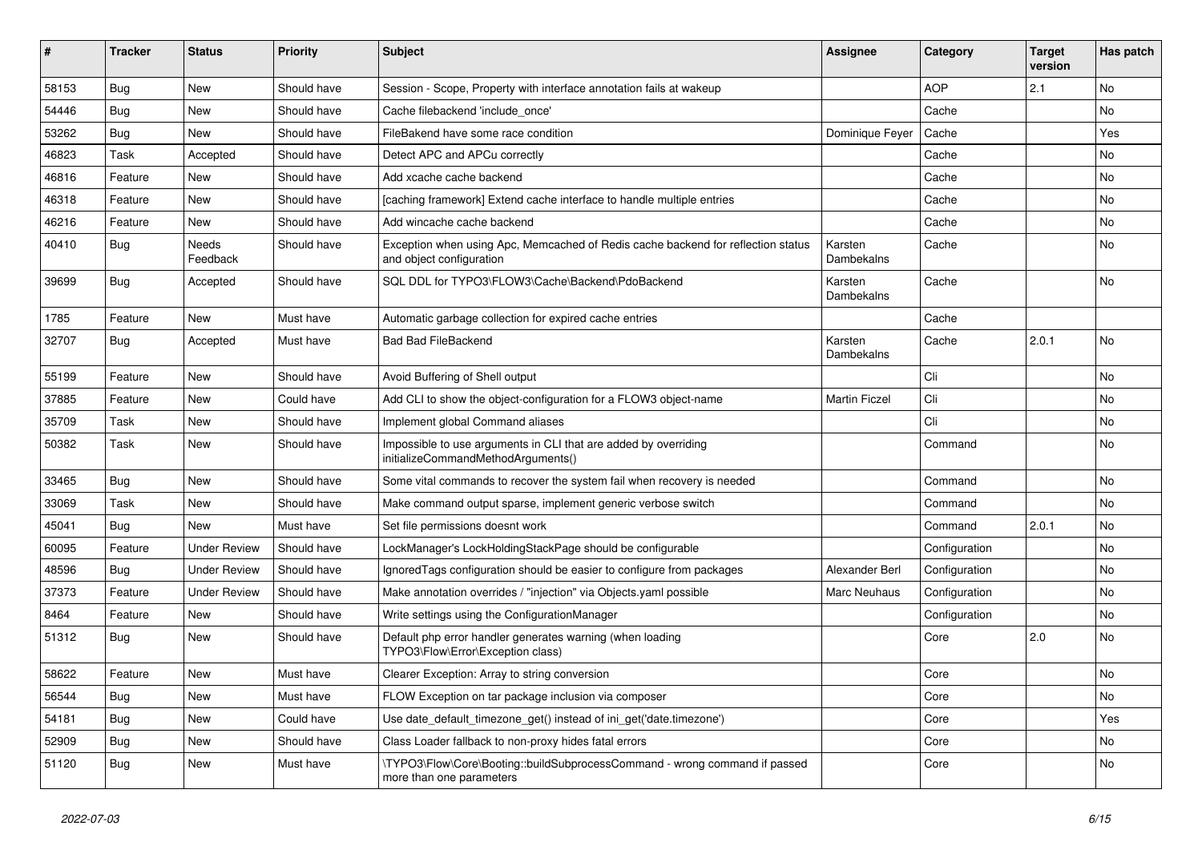| # | Tracker | Status | Priority | Subject | Assignee | Category | Target version | Has patch |
|---|---|---|---|---|---|---|---|---|
| 58153 | Bug | New | Should have | Session - Scope, Property with interface annotation fails at wakeup | | AOP | 2.1 | No |
| 54446 | Bug | New | Should have | Cache filebackend 'include_once' | | Cache | | No |
| 53262 | Bug | New | Should have | FileBakend have some race condition | Dominique Feyer | Cache | | Yes |
| 46823 | Task | Accepted | Should have | Detect APC and APCu correctly | | Cache | | No |
| 46816 | Feature | New | Should have | Add xcache cache backend | | Cache | | No |
| 46318 | Feature | New | Should have | [caching framework] Extend cache interface to handle multiple entries | | Cache | | No |
| 46216 | Feature | New | Should have | Add wincache cache backend | | Cache | | No |
| 40410 | Bug | Needs Feedback | Should have | Exception when using Apc, Memcached of Redis cache backend for reflection status and object configuration | Karsten Dambekalns | Cache | | No |
| 39699 | Bug | Accepted | Should have | SQL DDL for TYPO3\FLOW3\Cache\Backend\PdoBackend | Karsten Dambekalns | Cache | | No |
| 1785 | Feature | New | Must have | Automatic garbage collection for expired cache entries | | Cache | | |
| 32707 | Bug | Accepted | Must have | Bad Bad FileBackend | Karsten Dambekalns | Cache | 2.0.1 | No |
| 55199 | Feature | New | Should have | Avoid Buffering of Shell output | | Cli | | No |
| 37885 | Feature | New | Could have | Add CLI to show the object-configuration for a FLOW3 object-name | Martin Ficzel | Cli | | No |
| 35709 | Task | New | Should have | Implement global Command aliases | | Cli | | No |
| 50382 | Task | New | Should have | Impossible to use arguments in CLI that are added by overriding initializeCommandMethodArguments() | | Command | | No |
| 33465 | Bug | New | Should have | Some vital commands to recover the system fail when recovery is needed | | Command | | No |
| 33069 | Task | New | Should have | Make command output sparse, implement generic verbose switch | | Command | | No |
| 45041 | Bug | New | Must have | Set file permissions doesnt work | | Command | 2.0.1 | No |
| 60095 | Feature | Under Review | Should have | LockManager's LockHoldingStackPage should be configurable | | Configuration | | No |
| 48596 | Bug | Under Review | Should have | IgnoredTags configuration should be easier to configure from packages | Alexander Berl | Configuration | | No |
| 37373 | Feature | Under Review | Should have | Make annotation overrides / "injection" via Objects.yaml possible | Marc Neuhaus | Configuration | | No |
| 8464 | Feature | New | Should have | Write settings using the ConfigurationManager | | Configuration | | No |
| 51312 | Bug | New | Should have | Default php error handler generates warning (when loading TYPO3\Flow\Error\Exception class) | | Core | 2.0 | No |
| 58622 | Feature | New | Must have | Clearer Exception: Array to string conversion | | Core | | No |
| 56544 | Bug | New | Must have | FLOW Exception on tar package inclusion via composer | | Core | | No |
| 54181 | Bug | New | Could have | Use date_default_timezone_get() instead of ini_get('date.timezone') | | Core | | Yes |
| 52909 | Bug | New | Should have | Class Loader fallback to non-proxy hides fatal errors | | Core | | No |
| 51120 | Bug | New | Must have | \TYPO3\Flow\Core\Booting::buildSubprocessCommand - wrong command if passed more than one parameters | | Core | | No |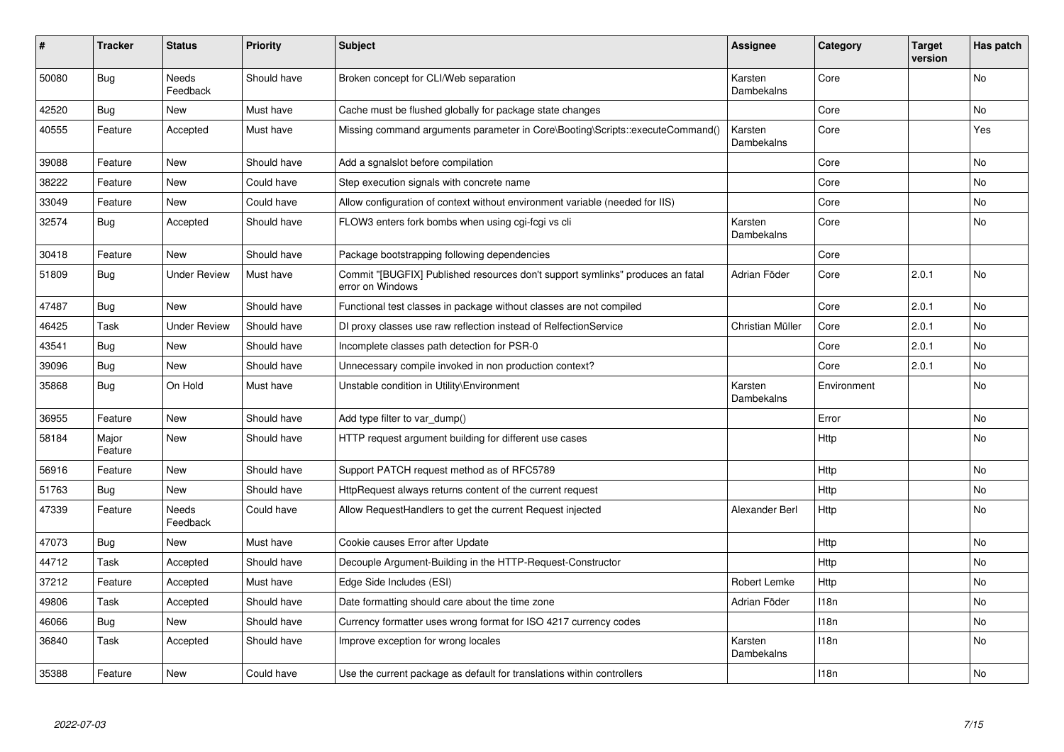| # | Tracker | Status | Priority | Subject | Assignee | Category | Target version | Has patch |
|---|---|---|---|---|---|---|---|---|
| 50080 | Bug | Needs Feedback | Should have | Broken concept for CLI/Web separation | Karsten Dambekalns | Core | | No |
| 42520 | Bug | New | Must have | Cache must be flushed globally for package state changes | | Core | | No |
| 40555 | Feature | Accepted | Must have | Missing command arguments parameter in Core\Booting\Scripts::executeCommand() | Karsten Dambekalns | Core | | Yes |
| 39088 | Feature | New | Should have | Add a sgnalslot before compilation | | Core | | No |
| 38222 | Feature | New | Could have | Step execution signals with concrete name | | Core | | No |
| 33049 | Feature | New | Could have | Allow configuration of context without environment variable (needed for IIS) | | Core | | No |
| 32574 | Bug | Accepted | Should have | FLOW3 enters fork bombs when using cgi-fcgi vs cli | Karsten Dambekalns | Core | | No |
| 30418 | Feature | New | Should have | Package bootstrapping following dependencies | | Core | | |
| 51809 | Bug | Under Review | Must have | Commit "[BUGFIX] Published resources don't support symlinks" produces an fatal error on Windows | Adrian Föder | Core | 2.0.1 | No |
| 47487 | Bug | New | Should have | Functional test classes in package without classes are not compiled | | Core | 2.0.1 | No |
| 46425 | Task | Under Review | Should have | DI proxy classes use raw reflection instead of RelfectionService | Christian Müller | Core | 2.0.1 | No |
| 43541 | Bug | New | Should have | Incomplete classes path detection for PSR-0 | | Core | 2.0.1 | No |
| 39096 | Bug | New | Should have | Unnecessary compile invoked in non production context? | | Core | 2.0.1 | No |
| 35868 | Bug | On Hold | Must have | Unstable condition in Utility\Environment | Karsten Dambekalns | Environment | | No |
| 36955 | Feature | New | Should have | Add type filter to var_dump() | | Error | | No |
| 58184 | Major Feature | New | Should have | HTTP request argument building for different use cases | | Http | | No |
| 56916 | Feature | New | Should have | Support PATCH request method as of RFC5789 | | Http | | No |
| 51763 | Bug | New | Should have | HttpRequest always returns content of the current request | | Http | | No |
| 47339 | Feature | Needs Feedback | Could have | Allow RequestHandlers to get the current Request injected | Alexander Berl | Http | | No |
| 47073 | Bug | New | Must have | Cookie causes Error after Update | | Http | | No |
| 44712 | Task | Accepted | Should have | Decouple Argument-Building in the HTTP-Request-Constructor | | Http | | No |
| 37212 | Feature | Accepted | Must have | Edge Side Includes (ESI) | Robert Lemke | Http | | No |
| 49806 | Task | Accepted | Should have | Date formatting should care about the time zone | Adrian Föder | I18n | | No |
| 46066 | Bug | New | Should have | Currency formatter uses wrong format for ISO 4217 currency codes | | I18n | | No |
| 36840 | Task | Accepted | Should have | Improve exception for wrong locales | Karsten Dambekalns | I18n | | No |
| 35388 | Feature | New | Could have | Use the current package as default for translations within controllers | | I18n | | No |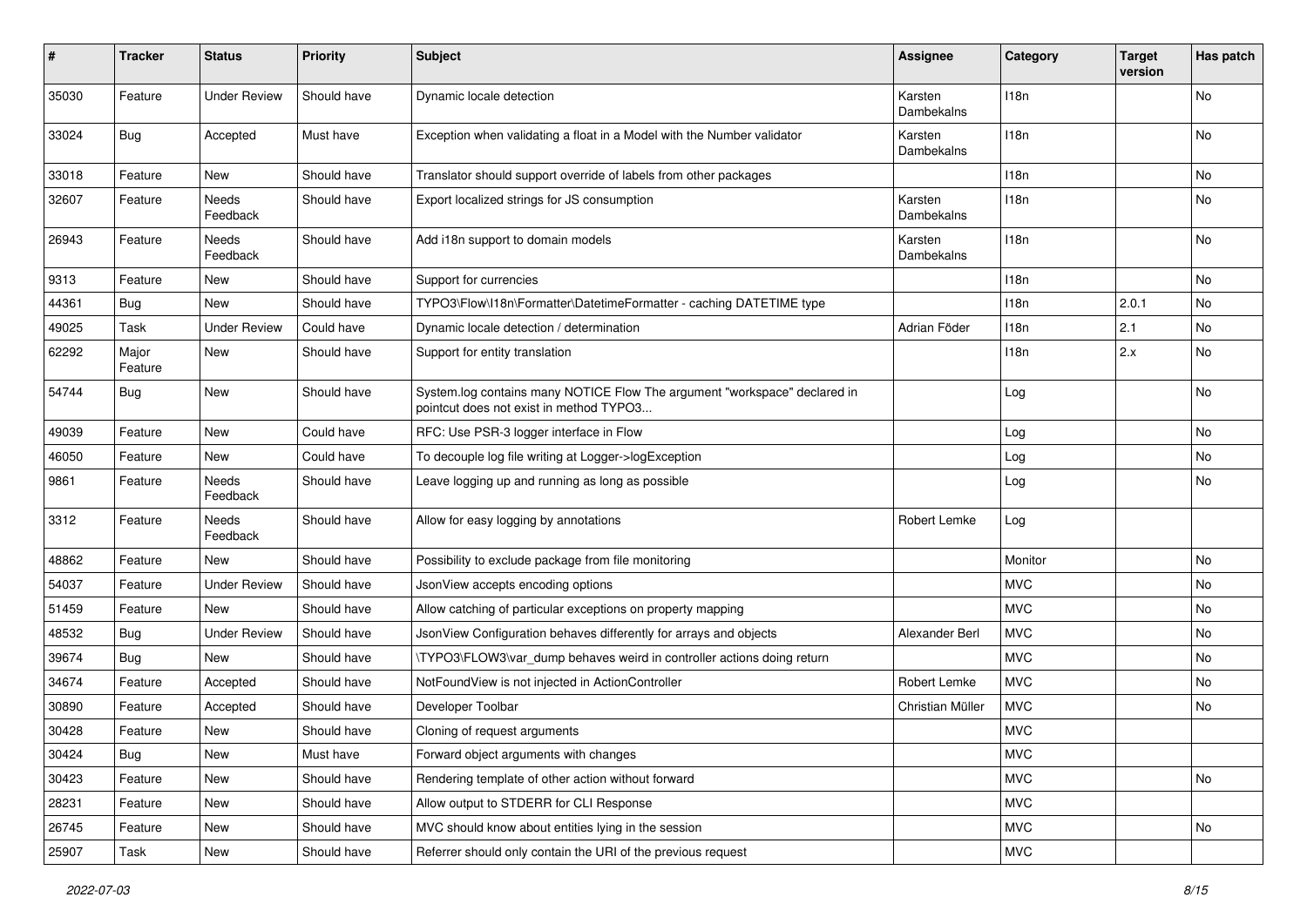| # | Tracker | Status | Priority | Subject | Assignee | Category | Target version | Has patch |
|---|---|---|---|---|---|---|---|---|
| 35030 | Feature | Under Review | Should have | Dynamic locale detection | Karsten Dambekalns | I18n | | No |
| 33024 | Bug | Accepted | Must have | Exception when validating a float in a Model with the Number validator | Karsten Dambekalns | I18n | | No |
| 33018 | Feature | New | Should have | Translator should support override of labels from other packages | | I18n | | No |
| 32607 | Feature | Needs Feedback | Should have | Export localized strings for JS consumption | Karsten Dambekalns | I18n | | No |
| 26943 | Feature | Needs Feedback | Should have | Add i18n support to domain models | Karsten Dambekalns | I18n | | No |
| 9313 | Feature | New | Should have | Support for currencies | | I18n | | No |
| 44361 | Bug | New | Should have | TYPO3\Flow\I18n\Formatter\DatetimeFormatter - caching DATETIME type | | I18n | 2.0.1 | No |
| 49025 | Task | Under Review | Could have | Dynamic locale detection / determination | Adrian Föder | I18n | 2.1 | No |
| 62292 | Major Feature | New | Should have | Support for entity translation | | I18n | 2.x | No |
| 54744 | Bug | New | Should have | System.log contains many NOTICE Flow The argument "workspace" declared in pointcut does not exist in method TYPO3... | | Log | | No |
| 49039 | Feature | New | Could have | RFC: Use PSR-3 logger interface in Flow | | Log | | No |
| 46050 | Feature | New | Could have | To decouple log file writing at Logger->logException | | Log | | No |
| 9861 | Feature | Needs Feedback | Should have | Leave logging up and running as long as possible | | Log | | No |
| 3312 | Feature | Needs Feedback | Should have | Allow for easy logging by annotations | Robert Lemke | Log | | |
| 48862 | Feature | New | Should have | Possibility to exclude package from file monitoring | | Monitor | | No |
| 54037 | Feature | Under Review | Should have | JsonView accepts encoding options | | MVC | | No |
| 51459 | Feature | New | Should have | Allow catching of particular exceptions on property mapping | | MVC | | No |
| 48532 | Bug | Under Review | Should have | JsonView Configuration behaves differently for arrays and objects | Alexander Berl | MVC | | No |
| 39674 | Bug | New | Should have | \TYPO3\FLOW3\var_dump behaves weird in controller actions doing return | | MVC | | No |
| 34674 | Feature | Accepted | Should have | NotFoundView is not injected in ActionController | Robert Lemke | MVC | | No |
| 30890 | Feature | Accepted | Should have | Developer Toolbar | Christian Müller | MVC | | No |
| 30428 | Feature | New | Should have | Cloning of request arguments | | MVC | | |
| 30424 | Bug | New | Must have | Forward object arguments with changes | | MVC | | |
| 30423 | Feature | New | Should have | Rendering template of other action without forward | | MVC | | No |
| 28231 | Feature | New | Should have | Allow output to STDERR for CLI Response | | MVC | | |
| 26745 | Feature | New | Should have | MVC should know about entities lying in the session | | MVC | | No |
| 25907 | Task | New | Should have | Referrer should only contain the URI of the previous request | | MVC | | |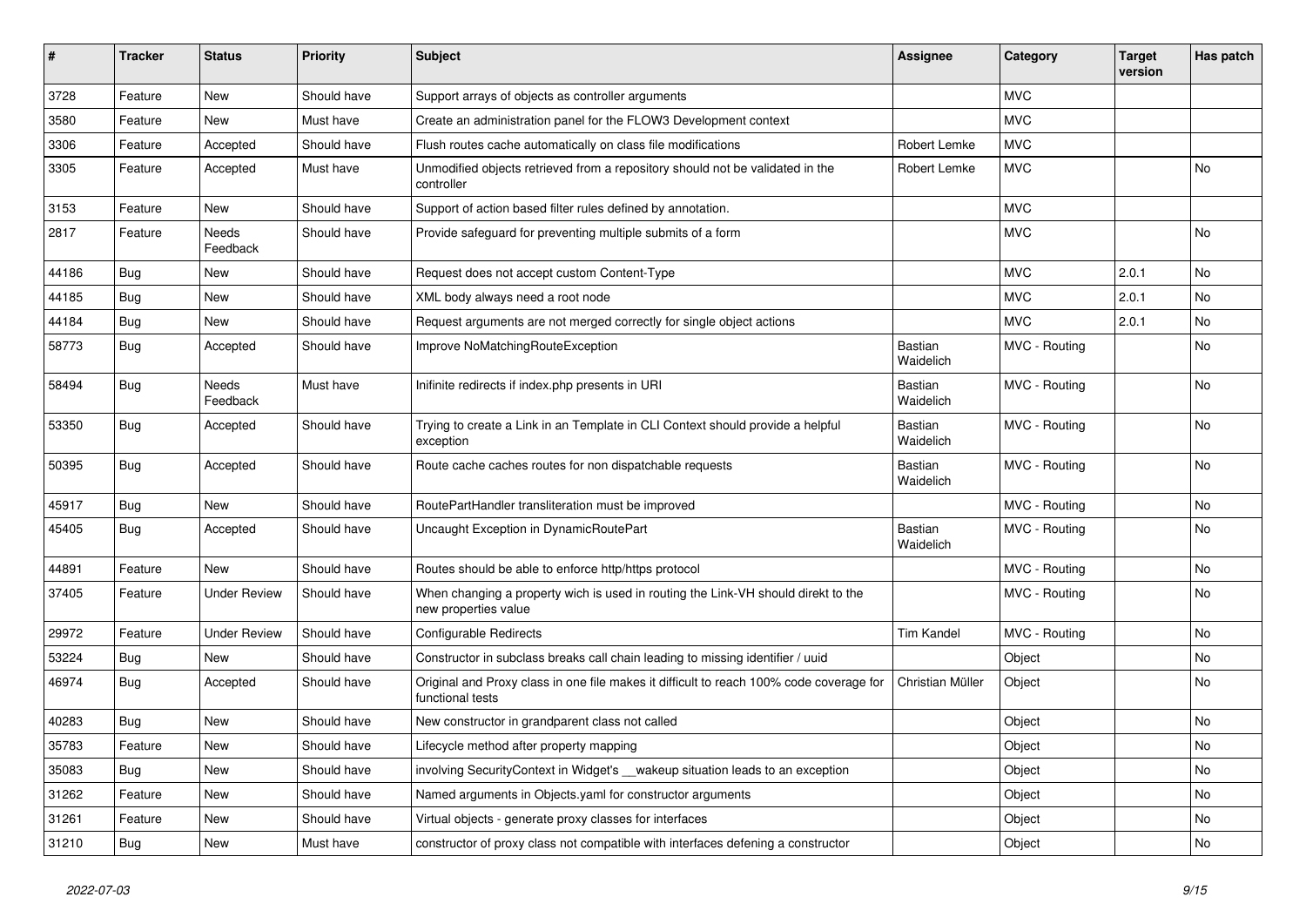| # | Tracker | Status | Priority | Subject | Assignee | Category | Target version | Has patch |
|---|---|---|---|---|---|---|---|---|
| 3728 | Feature | New | Should have | Support arrays of objects as controller arguments | | MVC | | |
| 3580 | Feature | New | Must have | Create an administration panel for the FLOW3 Development context | | MVC | | |
| 3306 | Feature | Accepted | Should have | Flush routes cache automatically on class file modifications | Robert Lemke | MVC | | |
| 3305 | Feature | Accepted | Must have | Unmodified objects retrieved from a repository should not be validated in the controller | Robert Lemke | MVC | | No |
| 3153 | Feature | New | Should have | Support of action based filter rules defined by annotation. | | MVC | | |
| 2817 | Feature | Needs Feedback | Should have | Provide safeguard for preventing multiple submits of a form | | MVC | | No |
| 44186 | Bug | New | Should have | Request does not accept custom Content-Type | | MVC | 2.0.1 | No |
| 44185 | Bug | New | Should have | XML body always need a root node | | MVC | 2.0.1 | No |
| 44184 | Bug | New | Should have | Request arguments are not merged correctly for single object actions | | MVC | 2.0.1 | No |
| 58773 | Bug | Accepted | Should have | Improve NoMatchingRouteException | Bastian Waidelich | MVC - Routing | | No |
| 58494 | Bug | Needs Feedback | Must have | Inifinite redirects if index.php presents in URI | Bastian Waidelich | MVC - Routing | | No |
| 53350 | Bug | Accepted | Should have | Trying to create a Link in an Template in CLI Context should provide a helpful exception | Bastian Waidelich | MVC - Routing | | No |
| 50395 | Bug | Accepted | Should have | Route cache caches routes for non dispatchable requests | Bastian Waidelich | MVC - Routing | | No |
| 45917 | Bug | New | Should have | RoutePartHandler transliteration must be improved | | MVC - Routing | | No |
| 45405 | Bug | Accepted | Should have | Uncaught Exception in DynamicRoutePart | Bastian Waidelich | MVC - Routing | | No |
| 44891 | Feature | New | Should have | Routes should be able to enforce http/https protocol | | MVC - Routing | | No |
| 37405 | Feature | Under Review | Should have | When changing a property wich is used in routing the Link-VH should direkt to the new properties value | | MVC - Routing | | No |
| 29972 | Feature | Under Review | Should have | Configurable Redirects | Tim Kandel | MVC - Routing | | No |
| 53224 | Bug | New | Should have | Constructor in subclass breaks call chain leading to missing identifier / uuid | | Object | | No |
| 46974 | Bug | Accepted | Should have | Original and Proxy class in one file makes it difficult to reach 100% code coverage for functional tests | Christian Müller | Object | | No |
| 40283 | Bug | New | Should have | New constructor in grandparent class not called | | Object | | No |
| 35783 | Feature | New | Should have | Lifecycle method after property mapping | | Object | | No |
| 35083 | Bug | New | Should have | involving SecurityContext in Widget's __wakeup situation leads to an exception | | Object | | No |
| 31262 | Feature | New | Should have | Named arguments in Objects.yaml for constructor arguments | | Object | | No |
| 31261 | Feature | New | Should have | Virtual objects - generate proxy classes for interfaces | | Object | | No |
| 31210 | Bug | New | Must have | constructor of proxy class not compatible with interfaces defening a constructor | | Object | | No |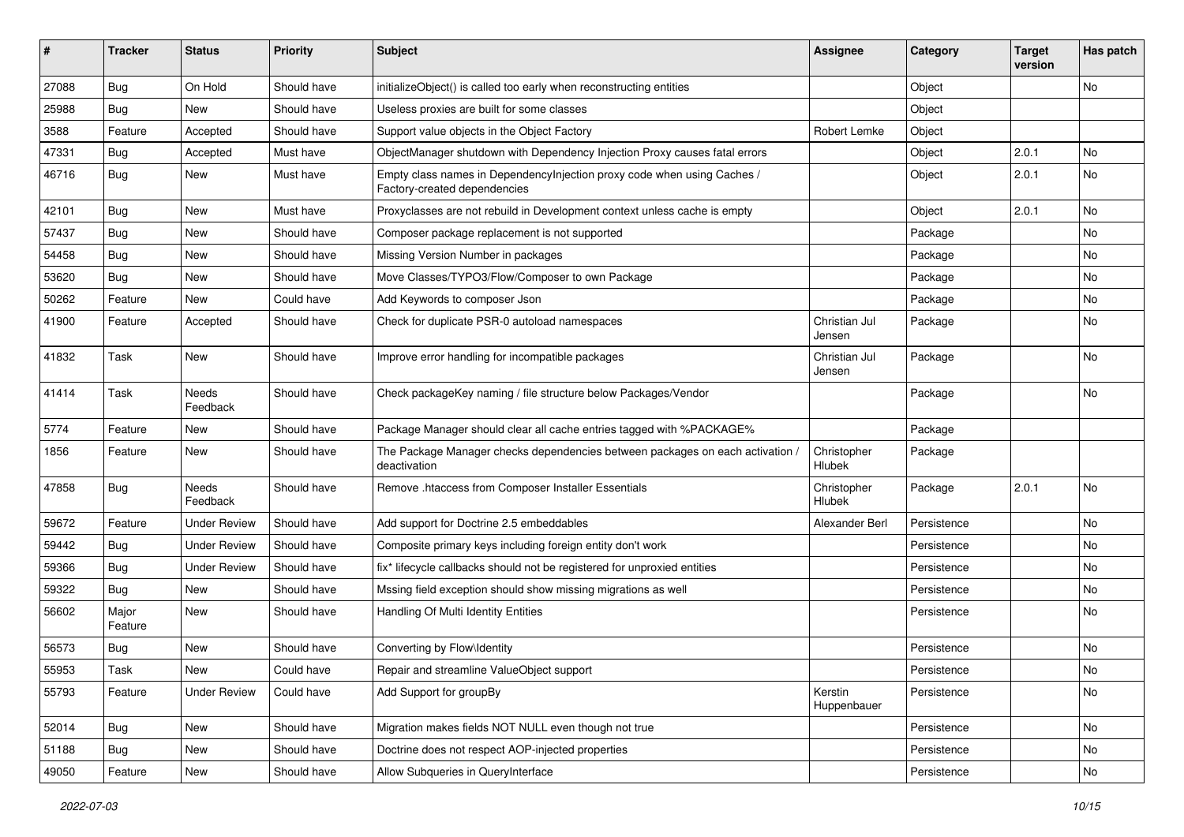| # | Tracker | Status | Priority | Subject | Assignee | Category | Target version | Has patch |
|---|---|---|---|---|---|---|---|---|
| 27088 | Bug | On Hold | Should have | initializeObject() is called too early when reconstructing entities | | Object | | No |
| 25988 | Bug | New | Should have | Useless proxies are built for some classes | | Object | | |
| 3588 | Feature | Accepted | Should have | Support value objects in the Object Factory | Robert Lemke | Object | | |
| 47331 | Bug | Accepted | Must have | ObjectManager shutdown with Dependency Injection Proxy causes fatal errors | | Object | 2.0.1 | No |
| 46716 | Bug | New | Must have | Empty class names in DependencyInjection proxy code when using Caches / Factory-created dependencies | | Object | 2.0.1 | No |
| 42101 | Bug | New | Must have | Proxyclasses are not rebuild in Development context unless cache is empty | | Object | 2.0.1 | No |
| 57437 | Bug | New | Should have | Composer package replacement is not supported | | Package | | No |
| 54458 | Bug | New | Should have | Missing Version Number in packages | | Package | | No |
| 53620 | Bug | New | Should have | Move Classes/TYPO3/Flow/Composer to own Package | | Package | | No |
| 50262 | Feature | New | Could have | Add Keywords to composer Json | | Package | | No |
| 41900 | Feature | Accepted | Should have | Check for duplicate PSR-0 autoload namespaces | Christian Jul Jensen | Package | | No |
| 41832 | Task | New | Should have | Improve error handling for incompatible packages | Christian Jul Jensen | Package | | No |
| 41414 | Task | Needs Feedback | Should have | Check packageKey naming / file structure below Packages/Vendor | | Package | | No |
| 5774 | Feature | New | Should have | Package Manager should clear all cache entries tagged with %PACKAGE% | | Package | | |
| 1856 | Feature | New | Should have | The Package Manager checks dependencies between packages on each activation / deactivation | Christopher Hlubek | Package | | |
| 47858 | Bug | Needs Feedback | Should have | Remove .htaccess from Composer Installer Essentials | Christopher Hlubek | Package | 2.0.1 | No |
| 59672 | Feature | Under Review | Should have | Add support for Doctrine 2.5 embeddables | Alexander Berl | Persistence | | No |
| 59442 | Bug | Under Review | Should have | Composite primary keys including foreign entity don't work | | Persistence | | No |
| 59366 | Bug | Under Review | Should have | fix* lifecycle callbacks should not be registered for unproxied entities | | Persistence | | No |
| 59322 | Bug | New | Should have | Mssing field exception should show missing migrations as well | | Persistence | | No |
| 56602 | Major Feature | New | Should have | Handling Of Multi Identity Entities | | Persistence | | No |
| 56573 | Bug | New | Should have | Converting by Flow\Identity | | Persistence | | No |
| 55953 | Task | New | Could have | Repair and streamline ValueObject support | | Persistence | | No |
| 55793 | Feature | Under Review | Could have | Add Support for groupBy | Kerstin Huppenbauer | Persistence | | No |
| 52014 | Bug | New | Should have | Migration makes fields NOT NULL even though not true | | Persistence | | No |
| 51188 | Bug | New | Should have | Doctrine does not respect AOP-injected properties | | Persistence | | No |
| 49050 | Feature | New | Should have | Allow Subqueries in QueryInterface | | Persistence | | No |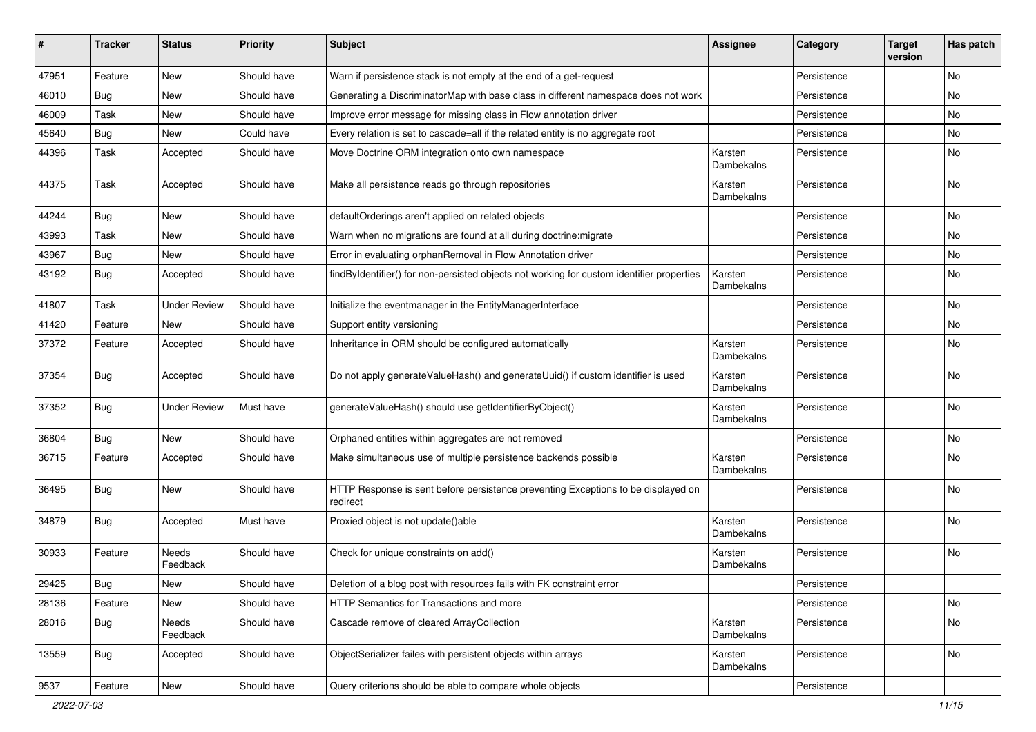| # | Tracker | Status | Priority | Subject | Assignee | Category | Target version | Has patch |
|---|---|---|---|---|---|---|---|---|
| 47951 | Feature | New | Should have | Warn if persistence stack is not empty at the end of a get-request | | Persistence | | No |
| 46010 | Bug | New | Should have | Generating a DiscriminatorMap with base class in different namespace does not work | | Persistence | | No |
| 46009 | Task | New | Should have | Improve error message for missing class in Flow annotation driver | | Persistence | | No |
| 45640 | Bug | New | Could have | Every relation is set to cascade=all if the related entity is no aggregate root | | Persistence | | No |
| 44396 | Task | Accepted | Should have | Move Doctrine ORM integration onto own namespace | Karsten Dambekalns | Persistence | | No |
| 44375 | Task | Accepted | Should have | Make all persistence reads go through repositories | Karsten Dambekalns | Persistence | | No |
| 44244 | Bug | New | Should have | defaultOrderings aren't applied on related objects | | Persistence | | No |
| 43993 | Task | New | Should have | Warn when no migrations are found at all during doctrine:migrate | | Persistence | | No |
| 43967 | Bug | New | Should have | Error in evaluating orphanRemoval in Flow Annotation driver | | Persistence | | No |
| 43192 | Bug | Accepted | Should have | findByIdentifier() for non-persisted objects not working for custom identifier properties | Karsten Dambekalns | Persistence | | No |
| 41807 | Task | Under Review | Should have | Initialize the eventmanager in the EntityManagerInterface | | Persistence | | No |
| 41420 | Feature | New | Should have | Support entity versioning | | Persistence | | No |
| 37372 | Feature | Accepted | Should have | Inheritance in ORM should be configured automatically | Karsten Dambekalns | Persistence | | No |
| 37354 | Bug | Accepted | Should have | Do not apply generateValueHash() and generateUuid() if custom identifier is used | Karsten Dambekalns | Persistence | | No |
| 37352 | Bug | Under Review | Must have | generateValueHash() should use getIdentifierByObject() | Karsten Dambekalns | Persistence | | No |
| 36804 | Bug | New | Should have | Orphaned entities within aggregates are not removed | | Persistence | | No |
| 36715 | Feature | Accepted | Should have | Make simultaneous use of multiple persistence backends possible | Karsten Dambekalns | Persistence | | No |
| 36495 | Bug | New | Should have | HTTP Response is sent before persistence preventing Exceptions to be displayed on redirect | | Persistence | | No |
| 34879 | Bug | Accepted | Must have | Proxied object is not update()able | Karsten Dambekalns | Persistence | | No |
| 30933 | Feature | Needs Feedback | Should have | Check for unique constraints on add() | Karsten Dambekalns | Persistence | | No |
| 29425 | Bug | New | Should have | Deletion of a blog post with resources fails with FK constraint error | | Persistence | | |
| 28136 | Feature | New | Should have | HTTP Semantics for Transactions and more | | Persistence | | No |
| 28016 | Bug | Needs Feedback | Should have | Cascade remove of cleared ArrayCollection | Karsten Dambekalns | Persistence | | No |
| 13559 | Bug | Accepted | Should have | ObjectSerializer failes with persistent objects within arrays | Karsten Dambekalns | Persistence | | No |
| 9537 | Feature | New | Should have | Query criterions should be able to compare whole objects | | Persistence | | |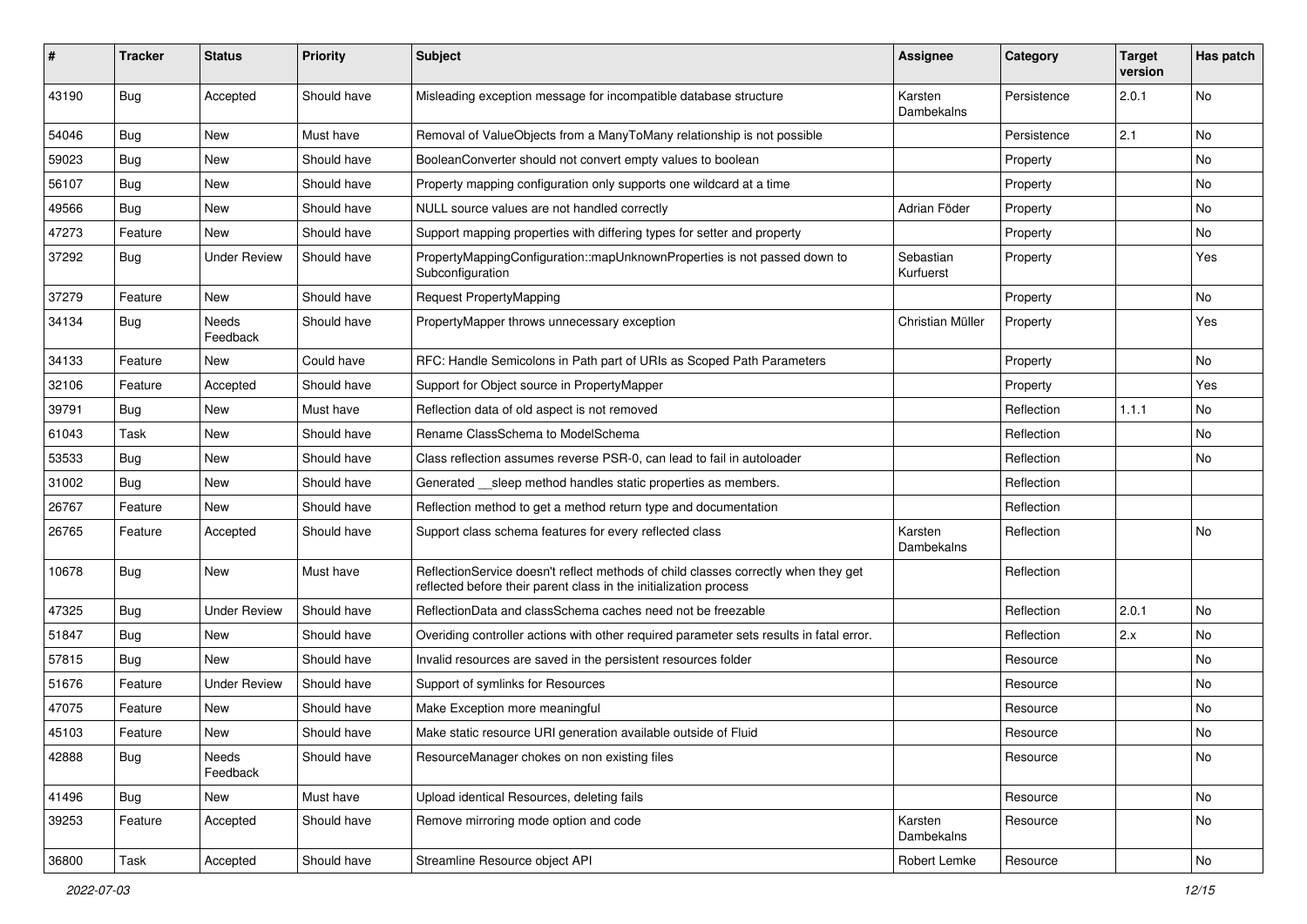| # | Tracker | Status | Priority | Subject | Assignee | Category | Target version | Has patch |
|---|---|---|---|---|---|---|---|---|
| 43190 | Bug | Accepted | Should have | Misleading exception message for incompatible database structure | Karsten Dambekalns | Persistence | 2.0.1 | No |
| 54046 | Bug | New | Must have | Removal of ValueObjects from a ManyToMany relationship is not possible | | Persistence | 2.1 | No |
| 59023 | Bug | New | Should have | BooleanConverter should not convert empty values to boolean | | Property | | No |
| 56107 | Bug | New | Should have | Property mapping configuration only supports one wildcard at a time | | Property | | No |
| 49566 | Bug | New | Should have | NULL source values are not handled correctly | Adrian Föder | Property | | No |
| 47273 | Feature | New | Should have | Support mapping properties with differing types for setter and property | | Property | | No |
| 37292 | Bug | Under Review | Should have | PropertyMappingConfiguration::mapUnknownProperties is not passed down to Subconfiguration | Sebastian Kurfuerst | Property | | Yes |
| 37279 | Feature | New | Should have | Request PropertyMapping | | Property | | No |
| 34134 | Bug | Needs Feedback | Should have | PropertyMapper throws unnecessary exception | Christian Müller | Property | | Yes |
| 34133 | Feature | New | Could have | RFC: Handle Semicolons in Path part of URIs as Scoped Path Parameters | | Property | | No |
| 32106 | Feature | Accepted | Should have | Support for Object source in PropertyMapper | | Property | | Yes |
| 39791 | Bug | New | Must have | Reflection data of old aspect is not removed | | Reflection | 1.1.1 | No |
| 61043 | Task | New | Should have | Rename ClassSchema to ModelSchema | | Reflection | | No |
| 53533 | Bug | New | Should have | Class reflection assumes reverse PSR-0, can lead to fail in autoloader | | Reflection | | No |
| 31002 | Bug | New | Should have | Generated __sleep method handles static properties as members. | | Reflection | | |
| 26767 | Feature | New | Should have | Reflection method to get a method return type and documentation | | Reflection | | |
| 26765 | Feature | Accepted | Should have | Support class schema features for every reflected class | Karsten Dambekalns | Reflection | | No |
| 10678 | Bug | New | Must have | ReflectionService doesn't reflect methods of child classes correctly when they get reflected before their parent class in the initialization process | | Reflection | | |
| 47325 | Bug | Under Review | Should have | ReflectionData and classSchema caches need not be freezable | | Reflection | 2.0.1 | No |
| 51847 | Bug | New | Should have | Overiding controller actions with other required parameter sets results in fatal error. | | Reflection | 2.x | No |
| 57815 | Bug | New | Should have | Invalid resources are saved in the persistent resources folder | | Resource | | No |
| 51676 | Feature | Under Review | Should have | Support of symlinks for Resources | | Resource | | No |
| 47075 | Feature | New | Should have | Make Exception more meaningful | | Resource | | No |
| 45103 | Feature | New | Should have | Make static resource URI generation available outside of Fluid | | Resource | | No |
| 42888 | Bug | Needs Feedback | Should have | ResourceManager chokes on non existing files | | Resource | | No |
| 41496 | Bug | New | Must have | Upload identical Resources, deleting fails | | Resource | | No |
| 39253 | Feature | Accepted | Should have | Remove mirroring mode option and code | Karsten Dambekalns | Resource | | No |
| 36800 | Task | Accepted | Should have | Streamline Resource object API | Robert Lemke | Resource | | No |

*2022-07-03*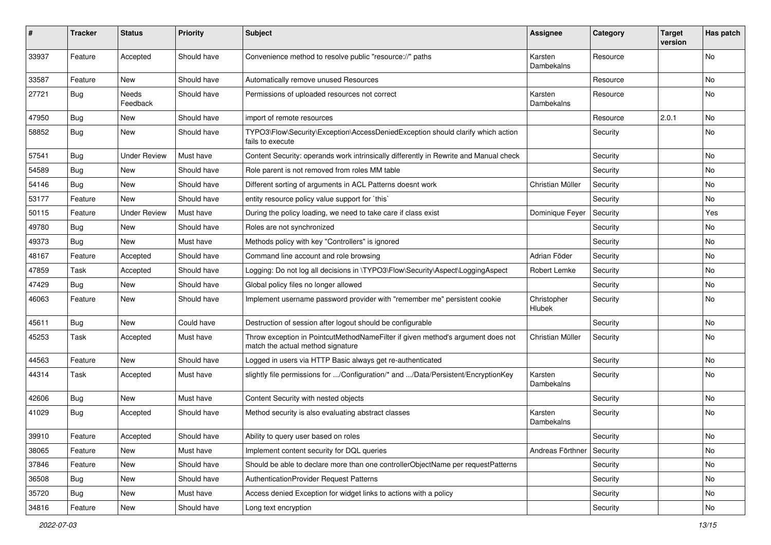| # | Tracker | Status | Priority | Subject | Assignee | Category | Target version | Has patch |
|---|---|---|---|---|---|---|---|---|
| 33937 | Feature | Accepted | Should have | Convenience method to resolve public "resource://" paths | Karsten Dambekalns | Resource | | No |
| 33587 | Feature | New | Should have | Automatically remove unused Resources | | Resource | | No |
| 27721 | Bug | Needs Feedback | Should have | Permissions of uploaded resources not correct | Karsten Dambekalns | Resource | | No |
| 47950 | Bug | New | Should have | import of remote resources | | Resource | 2.0.1 | No |
| 58852 | Bug | New | Should have | TYPO3\Flow\Security\Exception\AccessDeniedException should clarify which action fails to execute | | Security | | No |
| 57541 | Bug | Under Review | Must have | Content Security: operands work intrinsically differently in Rewrite and Manual check | | Security | | No |
| 54589 | Bug | New | Should have | Role parent is not removed from roles MM table | | Security | | No |
| 54146 | Bug | New | Should have | Different sorting of arguments in ACL Patterns doesnt work | Christian Müller | Security | | No |
| 53177 | Feature | New | Should have | entity resource policy value support for `this` | | Security | | No |
| 50115 | Feature | Under Review | Must have | During the policy loading, we need to take care if class exist | Dominique Feyer | Security | | Yes |
| 49780 | Bug | New | Should have | Roles are not synchronized | | Security | | No |
| 49373 | Bug | New | Must have | Methods policy with key "Controllers" is ignored | | Security | | No |
| 48167 | Feature | Accepted | Should have | Command line account and role browsing | Adrian Föder | Security | | No |
| 47859 | Task | Accepted | Should have | Logging: Do not log all decisions in \TYPO3\Flow\Security\Aspect\LoggingAspect | Robert Lemke | Security | | No |
| 47429 | Bug | New | Should have | Global policy files no longer allowed | | Security | | No |
| 46063 | Feature | New | Should have | Implement username password provider with "remember me" persistent cookie | Christopher Hlubek | Security | | No |
| 45611 | Bug | New | Could have | Destruction of session after logout should be configurable | | Security | | No |
| 45253 | Task | Accepted | Must have | Throw exception in PointcutMethodNameFilter if given method's argument does not match the actual method signature | Christian Müller | Security | | No |
| 44563 | Feature | New | Should have | Logged in users via HTTP Basic always get re-authenticated | | Security | | No |
| 44314 | Task | Accepted | Must have | slightly file permissions for .../Configuration/* and .../Data/Persistent/EncryptionKey | Karsten Dambekalns | Security | | No |
| 42606 | Bug | New | Must have | Content Security with nested objects | | Security | | No |
| 41029 | Bug | Accepted | Should have | Method security is also evaluating abstract classes | Karsten Dambekalns | Security | | No |
| 39910 | Feature | Accepted | Should have | Ability to query user based on roles | | Security | | No |
| 38065 | Feature | New | Must have | Implement content security for DQL queries | Andreas Förthner | Security | | No |
| 37846 | Feature | New | Should have | Should be able to declare more than one controllerObjectName per requestPatterns | | Security | | No |
| 36508 | Bug | New | Should have | AuthenticationProvider Request Patterns | | Security | | No |
| 35720 | Bug | New | Must have | Access denied Exception for widget links to actions with a policy | | Security | | No |
| 34816 | Feature | New | Should have | Long text encryption | | Security | | No |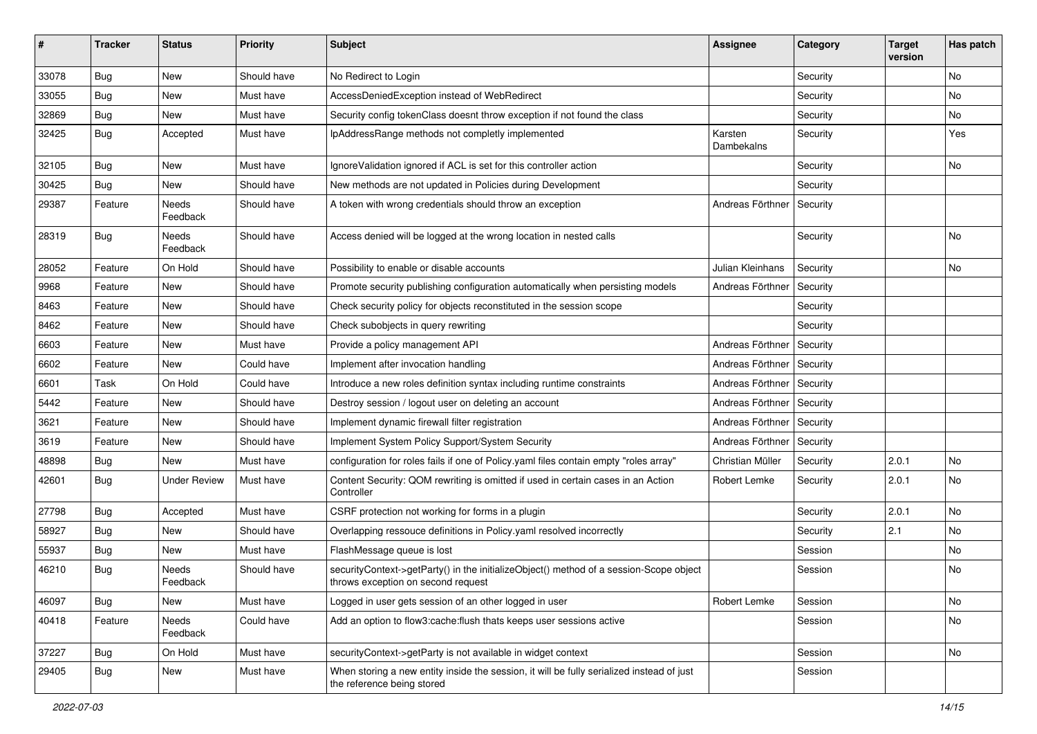| # | Tracker | Status | Priority | Subject | Assignee | Category | Target version | Has patch |
|---|---|---|---|---|---|---|---|---|
| 33078 | Bug | New | Should have | No Redirect to Login | | Security | | No |
| 33055 | Bug | New | Must have | AccessDeniedException instead of WebRedirect | | Security | | No |
| 32869 | Bug | New | Must have | Security config tokenClass doesnt throw exception if not found the class | | Security | | No |
| 32425 | Bug | Accepted | Must have | IpAddressRange methods not completly implemented | Karsten Dambekalns | Security | | Yes |
| 32105 | Bug | New | Must have | IgnoreValidation ignored if ACL is set for this controller action | | Security | | No |
| 30425 | Bug | New | Should have | New methods are not updated in Policies during Development | | Security | | |
| 29387 | Feature | Needs Feedback | Should have | A token with wrong credentials should throw an exception | Andreas Förthner | Security | | |
| 28319 | Bug | Needs Feedback | Should have | Access denied will be logged at the wrong location in nested calls | | Security | | No |
| 28052 | Feature | On Hold | Should have | Possibility to enable or disable accounts | Julian Kleinhans | Security | | No |
| 9968 | Feature | New | Should have | Promote security publishing configuration automatically when persisting models | Andreas Förthner | Security | | |
| 8463 | Feature | New | Should have | Check security policy for objects reconstituted in the session scope | | Security | | |
| 8462 | Feature | New | Should have | Check subobjects in query rewriting | | Security | | |
| 6603 | Feature | New | Must have | Provide a policy management API | Andreas Förthner | Security | | |
| 6602 | Feature | New | Could have | Implement after invocation handling | Andreas Förthner | Security | | |
| 6601 | Task | On Hold | Could have | Introduce a new roles definition syntax including runtime constraints | Andreas Förthner | Security | | |
| 5442 | Feature | New | Should have | Destroy session / logout user on deleting an account | Andreas Förthner | Security | | |
| 3621 | Feature | New | Should have | Implement dynamic firewall filter registration | Andreas Förthner | Security | | |
| 3619 | Feature | New | Should have | Implement System Policy Support/System Security | Andreas Förthner | Security | | |
| 48898 | Bug | New | Must have | configuration for roles fails if one of Policy.yaml files contain empty "roles array" | Christian Müller | Security | 2.0.1 | No |
| 42601 | Bug | Under Review | Must have | Content Security: QOM rewriting is omitted if used in certain cases in an Action Controller | Robert Lemke | Security | 2.0.1 | No |
| 27798 | Bug | Accepted | Must have | CSRF protection not working for forms in a plugin | | Security | 2.0.1 | No |
| 58927 | Bug | New | Should have | Overlapping ressouce definitions in Policy.yaml resolved incorrectly | | Security | 2.1 | No |
| 55937 | Bug | New | Must have | FlashMessage queue is lost | | Session | | No |
| 46210 | Bug | Needs Feedback | Should have | securityContext->getParty() in the initializeObject() method of a session-Scope object throws exception on second request | | Session | | No |
| 46097 | Bug | New | Must have | Logged in user gets session of an other logged in user | Robert Lemke | Session | | No |
| 40418 | Feature | Needs Feedback | Could have | Add an option to flow3:cache:flush thats keeps user sessions active | | Session | | No |
| 37227 | Bug | On Hold | Must have | securityContext->getParty is not available in widget context | | Session | | No |
| 29405 | Bug | New | Must have | When storing a new entity inside the session, it will be fully serialized instead of just the reference being stored | | Session | | |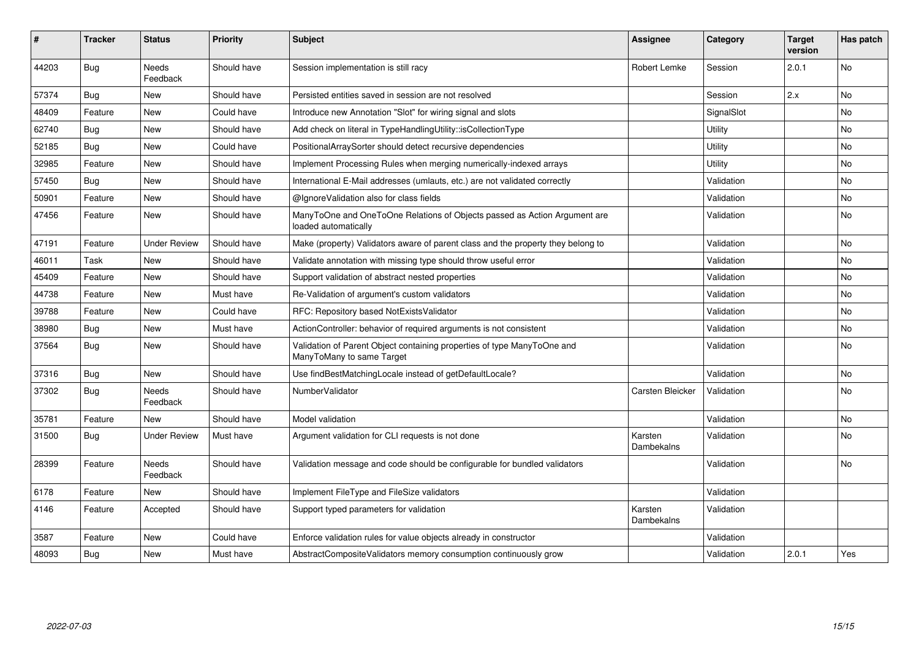| # | Tracker | Status | Priority | Subject | Assignee | Category | Target version | Has patch |
|---|---|---|---|---|---|---|---|---|
| 44203 | Bug | Needs Feedback | Should have | Session implementation is still racy | Robert Lemke | Session | 2.0.1 | No |
| 57374 | Bug | New | Should have | Persisted entities saved in session are not resolved | | Session | 2.x | No |
| 48409 | Feature | New | Could have | Introduce new Annotation "Slot" for wiring signal and slots | | SignalSlot | | No |
| 62740 | Bug | New | Should have | Add check on literal in TypeHandlingUtility::isCollectionType | | Utility | | No |
| 52185 | Bug | New | Could have | PositionalArraySorter should detect recursive dependencies | | Utility | | No |
| 32985 | Feature | New | Should have | Implement Processing Rules when merging numerically-indexed arrays | | Utility | | No |
| 57450 | Bug | New | Should have | International E-Mail addresses (umlauts, etc.) are not validated correctly | | Validation | | No |
| 50901 | Feature | New | Should have | @IgnoreValidation also for class fields | | Validation | | No |
| 47456 | Feature | New | Should have | ManyToOne and OneToOne Relations of Objects passed as Action Argument are loaded automatically | | Validation | | No |
| 47191 | Feature | Under Review | Should have | Make (property) Validators aware of parent class and the property they belong to | | Validation | | No |
| 46011 | Task | New | Should have | Validate annotation with missing type should throw useful error | | Validation | | No |
| 45409 | Feature | New | Should have | Support validation of abstract nested properties | | Validation | | No |
| 44738 | Feature | New | Must have | Re-Validation of argument's custom validators | | Validation | | No |
| 39788 | Feature | New | Could have | RFC: Repository based NotExistsValidator | | Validation | | No |
| 38980 | Bug | New | Must have | ActionController: behavior of required arguments is not consistent | | Validation | | No |
| 37564 | Bug | New | Should have | Validation of Parent Object containing properties of type ManyToOne and ManyToMany to same Target | | Validation | | No |
| 37316 | Bug | New | Should have | Use findBestMatchingLocale instead of getDefaultLocale? | | Validation | | No |
| 37302 | Bug | Needs Feedback | Should have | NumberValidator | Carsten Bleicker | Validation | | No |
| 35781 | Feature | New | Should have | Model validation | | Validation | | No |
| 31500 | Bug | Under Review | Must have | Argument validation for CLI requests is not done | Karsten Dambekalns | Validation | | No |
| 28399 | Feature | Needs Feedback | Should have | Validation message and code should be configurable for bundled validators | | Validation | | No |
| 6178 | Feature | New | Should have | Implement FileType and FileSize validators | | Validation | | |
| 4146 | Feature | Accepted | Should have | Support typed parameters for validation | Karsten Dambekalns | Validation | | |
| 3587 | Feature | New | Could have | Enforce validation rules for value objects already in constructor | | Validation | | |
| 48093 | Bug | New | Must have | AbstractCompositeValidators memory consumption continuously grow | | Validation | 2.0.1 | Yes |

2022-07-03